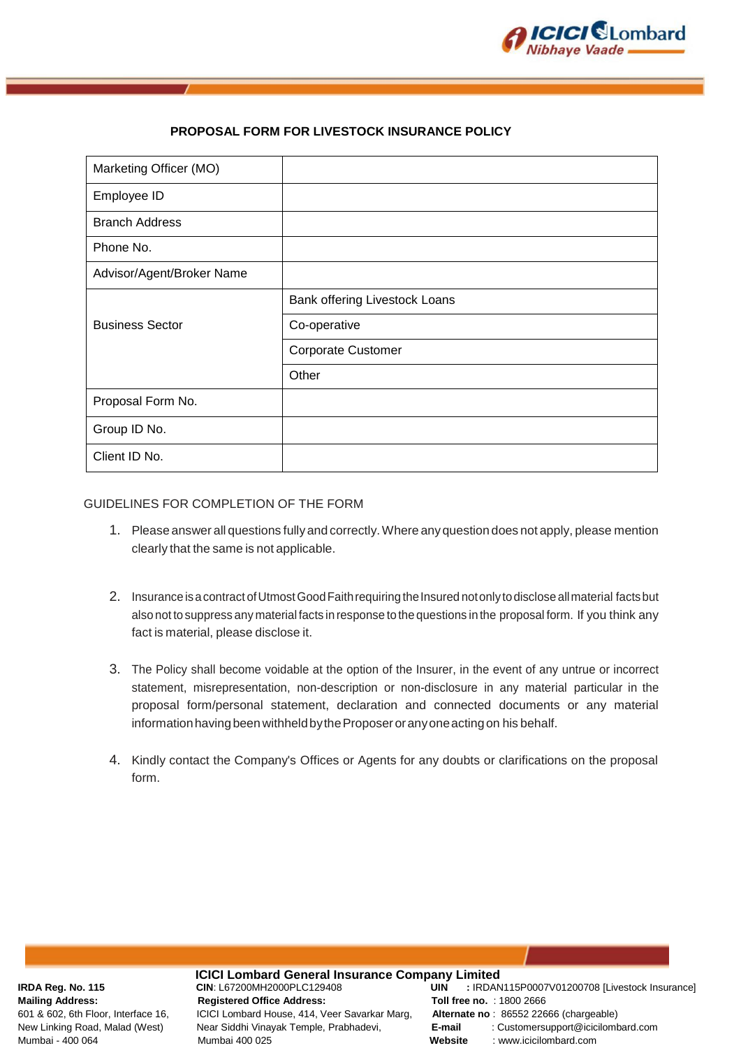# PROPOSAL FORM FOR LIVESTOCK INSURANCE POLICY

| | |
|---|---|
| Marketing Officer (MO) | |
| Employee ID | |
| Branch Address | |
| Phone No. | |
| Advisor/Agent/Broker Name | |
| Business Sector | Bank offering Livestock Loans |
| | Co-operative |
| | Corporate Customer |
| | Other |
| Proposal Form No. | |
| Group ID No. | |
| Client ID No. | |

GUIDELINES FOR COMPLETION OF THE FORM

1. Please answer all questions fully and correctly. Where any question does not apply, please mention clearly that the same is not applicable.

2. Insurance is a contract of Utmost Good Faith requiring the Insured not only to disclose all material facts but also not to suppress any material facts in response to the questions in the proposal form. If you think any fact is material, please disclose it.

3. The Policy shall become voidable at the option of the Insurer, in the event of any untrue or incorrect statement, misrepresentation, non-description or non-disclosure in any material particular in the proposal form/personal statement, declaration and connected documents or any material information having been withheld by the Proposer or any one acting on his behalf.

4. Kindly contact the Company's Offices or Agents for any doubts or clarifications on the proposal form.

**ICICI Lombard General Insurance Company Limited**

**IRDA Reg. No. 115**
**Mailing Address:**
601 & 602, 6th Floor, Interface 16,
New Linking Road, Malad (West)
Mumbai - 400 064

**CIN**: L67200MH2000PLC129408
**Registered Office Address:**
ICICI Lombard House, 414, Veer Savarkar Marg,
Near Siddhi Vinayak Temple, Prabhadevi,
Mumbai 400 025

**UIN** : IRDAN115P0007V01200708 [Livestock Insurance]
**Toll free no.** : 1800 2666
**Alternate no** : 86552 22666 (chargeable)
**E-mail** : Customersupport@icicilombard.com
**Website** : www.icicilombard.com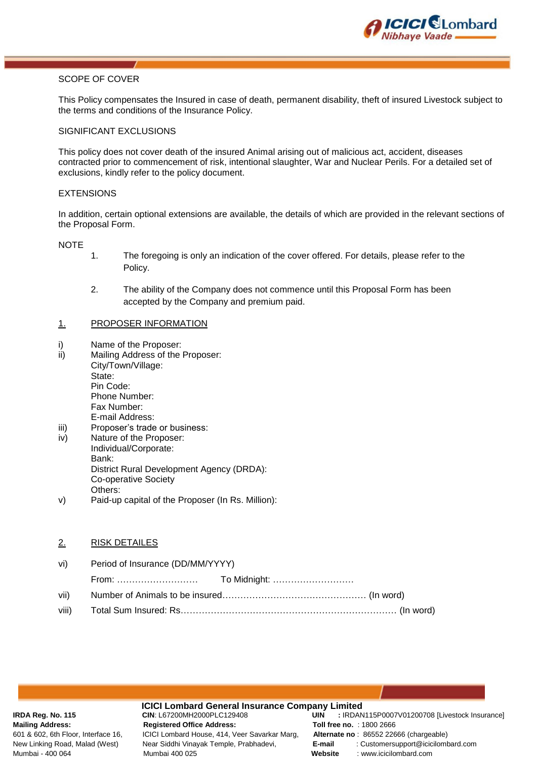SCOPE OF COVER

This Policy compensates the Insured in case of death, permanent disability, theft of insured Livestock subject to the terms and conditions of the Insurance Policy.

SIGNIFICANT EXCLUSIONS

This policy does not cover death of the insured Animal arising out of malicious act, accident, diseases contracted prior to commencement of risk, intentional slaughter, War and Nuclear Perils. For a detailed set of exclusions, kindly refer to the policy document.

EXTENSIONS

In addition, certain optional extensions are available, the details of which are provided in the relevant sections of the Proposal Form.

NOTE

1. The foregoing is only an indication of the cover offered. For details, please refer to the Policy.

2. The ability of the Company does not commence until this Proposal Form has been accepted by the Company and premium paid.

## 1. PROPOSER INFORMATION

i) Name of the Proposer:
ii) Mailing Address of the Proposer:
City/Town/Village:
State:
Pin Code:
Phone Number:
Fax Number:
E-mail Address:
iii) Proposer's trade or business:
iv) Nature of the Proposer:
Individual/Corporate:
Bank:
District Rural Development Agency (DRDA):
Co-operative Society
Others:
v) Paid-up capital of the Proposer (In Rs. Million):

## 2. RISK DETAILES

vi) Period of Insurance (DD/MM/YYYY)

From: ……………………… To Midnight: ………………………

vii) Number of Animals to be insured………………………………………… (In word)

viii) Total Sum Insured: Rs……………………………………………………………… (In word)

**ICICI Lombard General Insurance Company Limited**

**IRDA Reg. No. 115**
**Mailing Address:**
601 & 602, 6th Floor, Interface 16, New Linking Road, Malad (West) Mumbai - 400 064

**CIN**: L67200MH2000PLC129408
**Registered Office Address:**
ICICI Lombard House, 414, Veer Savarkar Marg, Near Siddhi Vinayak Temple, Prabhadevi, Mumbai 400 025

**UIN** : IRDAN115P0007V01200708 [Livestock Insurance]
**Toll free no.** : 1800 2666
**Alternate no** : 86552 22666 (chargeable)
**E-mail** : Customersupport@icicilombard.com
**Website** : www.icicilombard.com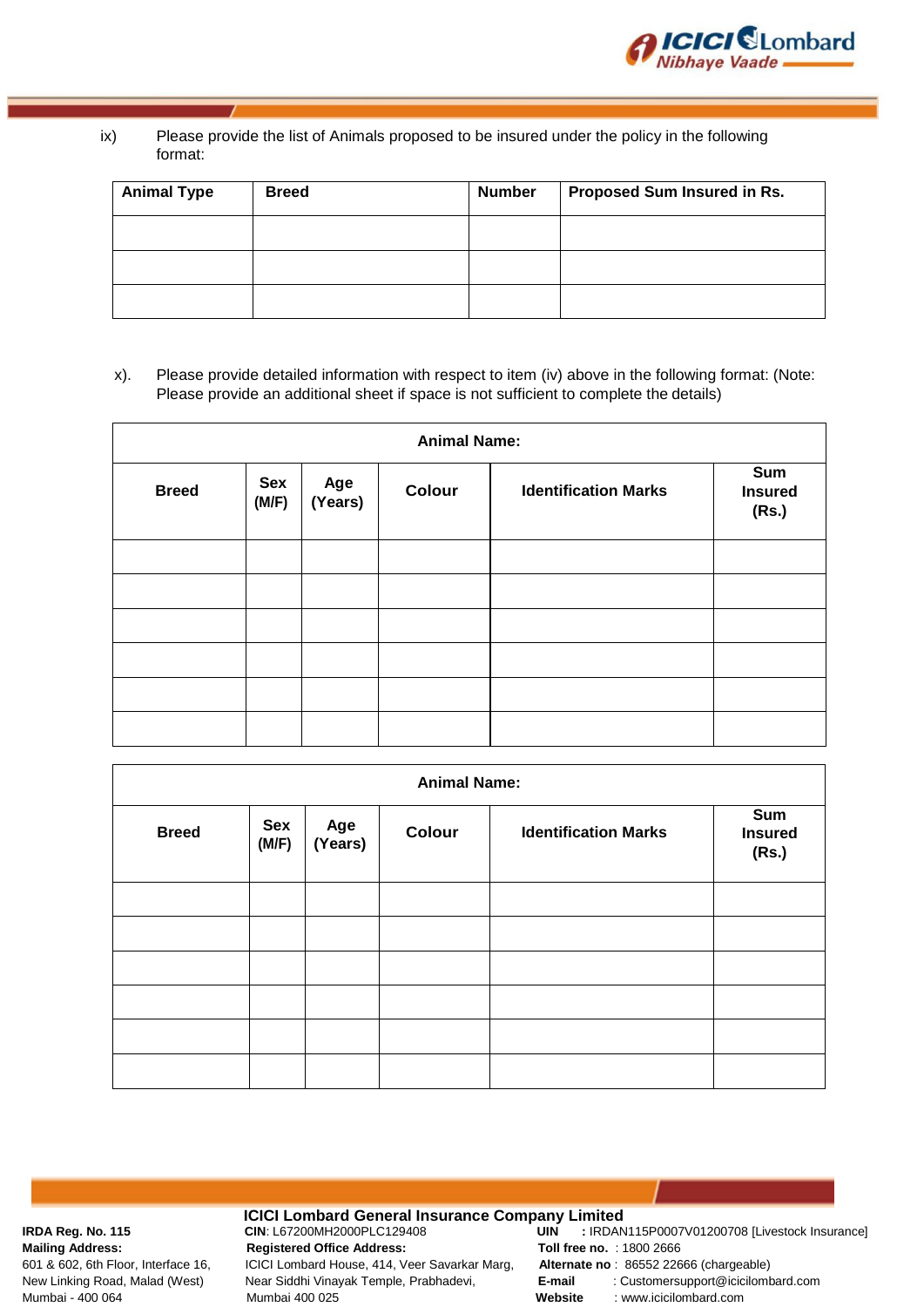ix) Please provide the list of Animals proposed to be insured under the policy in the following format:

| Animal Type | Breed | Number | Proposed Sum Insured in Rs. |
|---|---|---|---|
| | | | |
| | | | |
| | | | |

x). Please provide detailed information with respect to item (iv) above in the following format: (Note: Please provide an additional sheet if space is not sufficient to complete the details)

| Animal Name: | | | | | |
|---|---|---|---|---|---|
| **Breed** | **Sex (M/F)** | **Age (Years)** | **Colour** | **Identification Marks** | **Sum Insured (Rs.)** |
| | | | | | |
| | | | | | |
| | | | | | |
| | | | | | |
| | | | | | |
| | | | | | |

| Animal Name: | | | | | |
|---|---|---|---|---|---|
| **Breed** | **Sex (M/F)** | **Age (Years)** | **Colour** | **Identification Marks** | **Sum Insured (Rs.)** |
| | | | | | |
| | | | | | |
| | | | | | |
| | | | | | |
| | | | | | |
| | | | | | |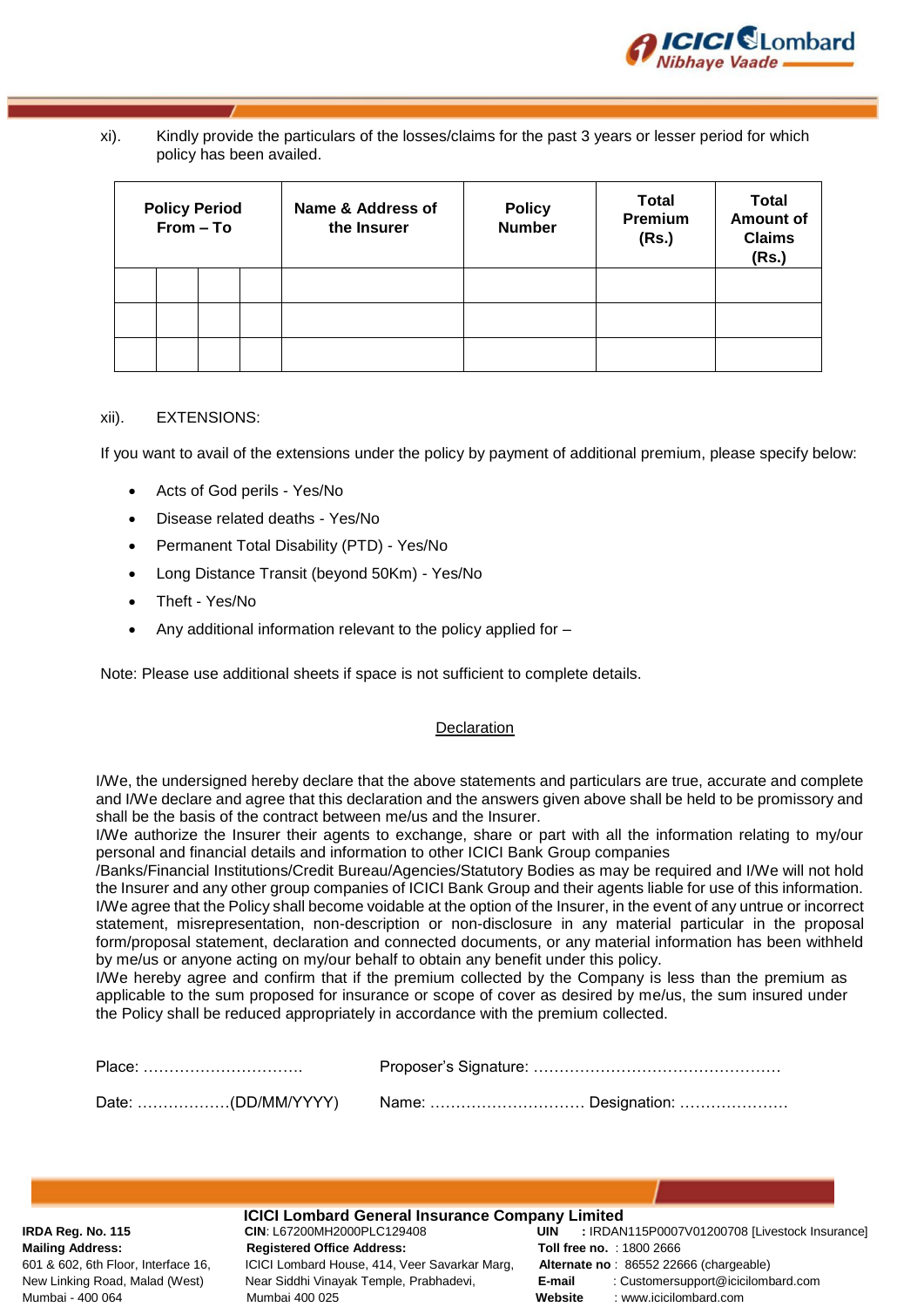xi). Kindly provide the particulars of the losses/claims for the past 3 years or lesser period for which policy has been availed.

| Policy Period From – To | | | | Name & Address of the Insurer | Policy Number | Total Premium (Rs.) | Total Amount of Claims (Rs.) |
|---|---|---|---|---|---|---|---|
| | | | | | | | |
| | | | | | | | |
| | | | | | | | |

xii). EXTENSIONS:

If you want to avail of the extensions under the policy by payment of additional premium, please specify below:

- Acts of God perils - Yes/No
- Disease related deaths - Yes/No
- Permanent Total Disability (PTD) - Yes/No
- Long Distance Transit (beyond 50Km) - Yes/No
- Theft - Yes/No
- Any additional information relevant to the policy applied for –

Note: Please use additional sheets if space is not sufficient to complete details.

## Declaration

I/We, the undersigned hereby declare that the above statements and particulars are true, accurate and complete and I/We declare and agree that this declaration and the answers given above shall be held to be promissory and shall be the basis of the contract between me/us and the Insurer.
I/We authorize the Insurer their agents to exchange, share or part with all the information relating to my/our personal and financial details and information to other ICICI Bank Group companies /Banks/Financial Institutions/Credit Bureau/Agencies/Statutory Bodies as may be required and I/We will not hold the Insurer and any other group companies of ICICI Bank Group and their agents liable for use of this information.
I/We agree that the Policy shall become voidable at the option of the Insurer, in the event of any untrue or incorrect statement, misrepresentation, non-description or non-disclosure in any material particular in the proposal form/proposal statement, declaration and connected documents, or any material information has been withheld by me/us or anyone acting on my/our behalf to obtain any benefit under this policy.
I/We hereby agree and confirm that if the premium collected by the Company is less than the premium as applicable to the sum proposed for insurance or scope of cover as desired by me/us, the sum insured under the Policy shall be reduced appropriately in accordance with the premium collected.

Place: …………………………. Proposer's Signature: …………………………………………

Date: ………………(DD/MM/YYYY) Name: ………………………… Designation: …………………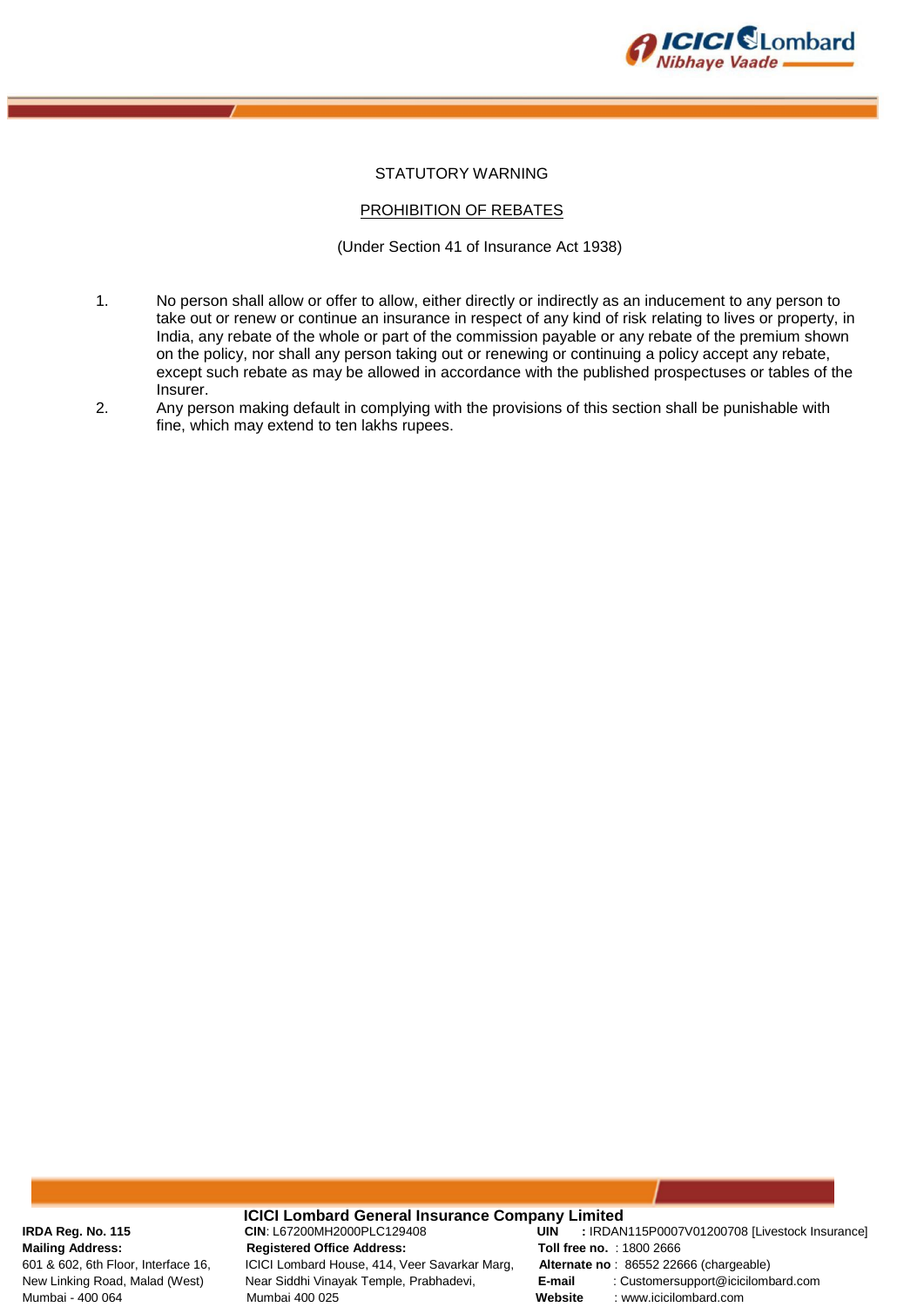STATUTORY WARNING

PROHIBITION OF REBATES

(Under Section 41 of Insurance Act 1938)

1. No person shall allow or offer to allow, either directly or indirectly as an inducement to any person to take out or renew or continue an insurance in respect of any kind of risk relating to lives or property, in India, any rebate of the whole or part of the commission payable or any rebate of the premium shown on the policy, nor shall any person taking out or renewing or continuing a policy accept any rebate, except such rebate as may be allowed in accordance with the published prospectuses or tables of the Insurer.
2. Any person making default in complying with the provisions of this section shall be punishable with fine, which may extend to ten lakhs rupees.